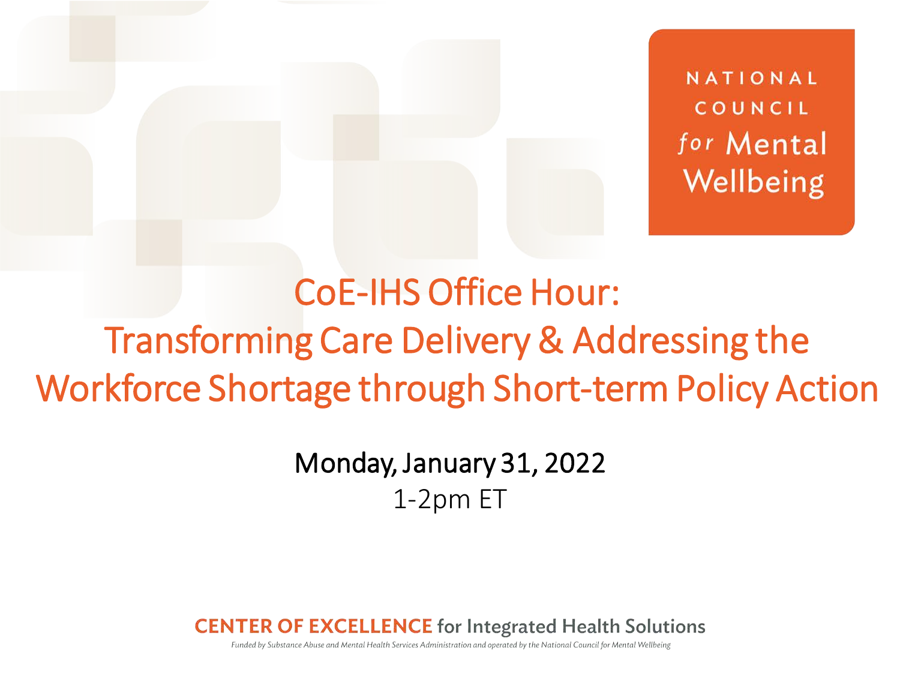NATIONAL COUNCIL for Mental Wellbeing

# CoE-IHS Office Hour: Transforming Care Delivery & Addressing the Workforce Shortage through Short-term Policy Action

Monday, January 31, 2022

1-2pm ET

**CENTER OF EXCELLENCE** for Integrated Health Solutions

*Funded by Substance Abuse and Mental Health Services Administration and operated by the National Council for Mental Wellbeing*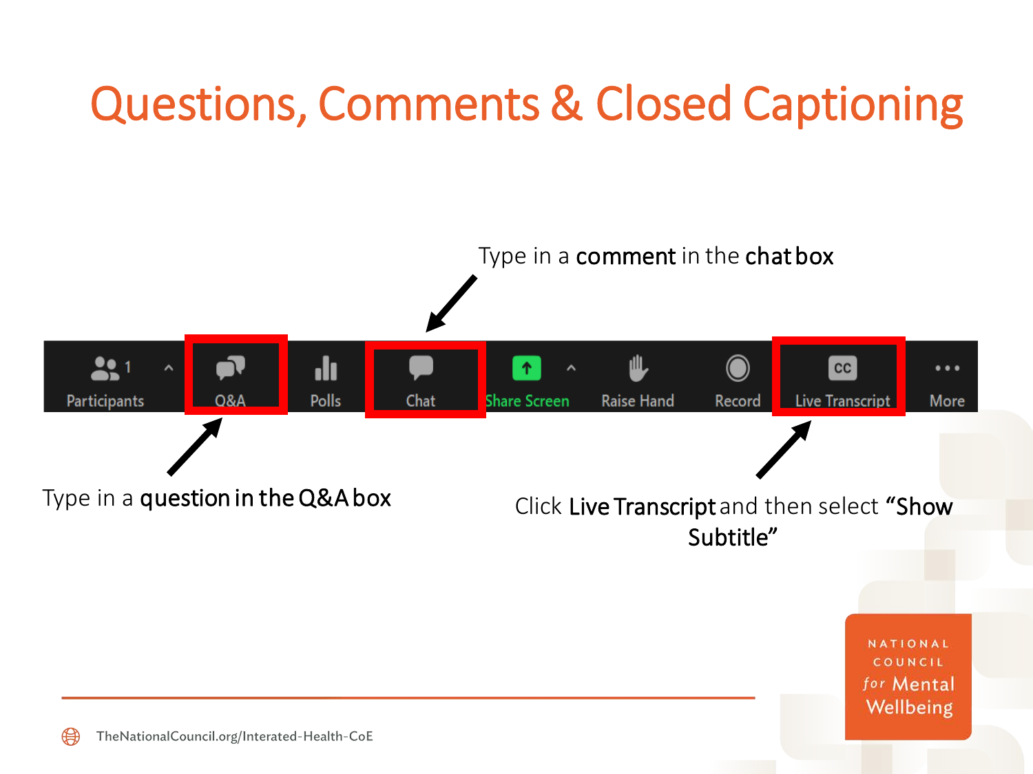# Questions, Comments & Closed Captioning

Type in a **comment** in the **chat box**

Participants | Q&A | Polls | Chat | Share Screen | Raise Hand | Record | Live Transcript | More

Type in a **question in the Q&A box**

Click **Live Transcript** and then select **"Show Subtitle"**

TheNationalCouncil.org/Interated-Health-CoE

NATIONAL COUNCIL *for* Mental Wellbeing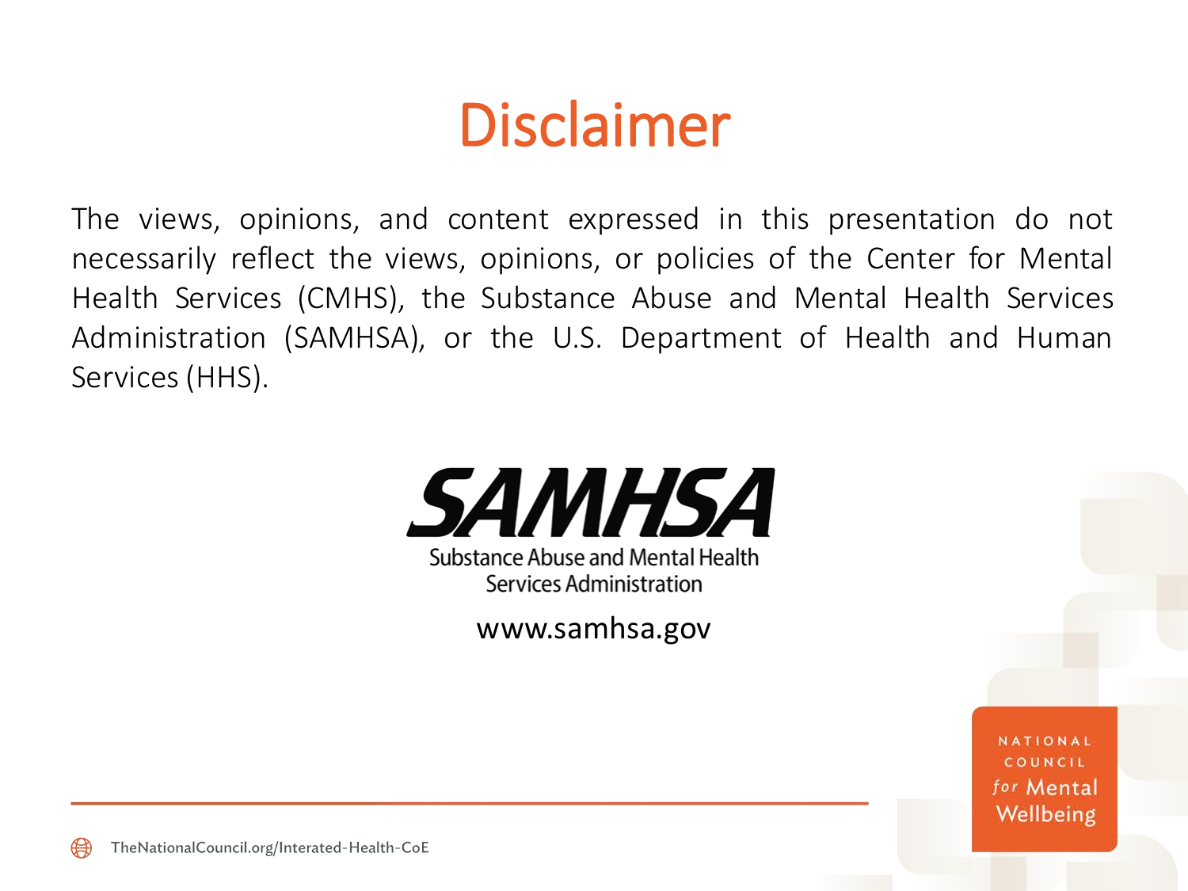# Disclaimer

The views, opinions, and content expressed in this presentation do not necessarily reflect the views, opinions, or policies of the Center for Mental Health Services (CMHS), the Substance Abuse and Mental Health Services Administration (SAMHSA), or the U.S. Department of Health and Human Services (HHS).

SAMHSA

Substance Abuse and Mental Health Services Administration

www.samhsa.gov

NATIONAL COUNCIL for Mental Wellbeing

TheNationalCouncil.org/Interated-Health-CoE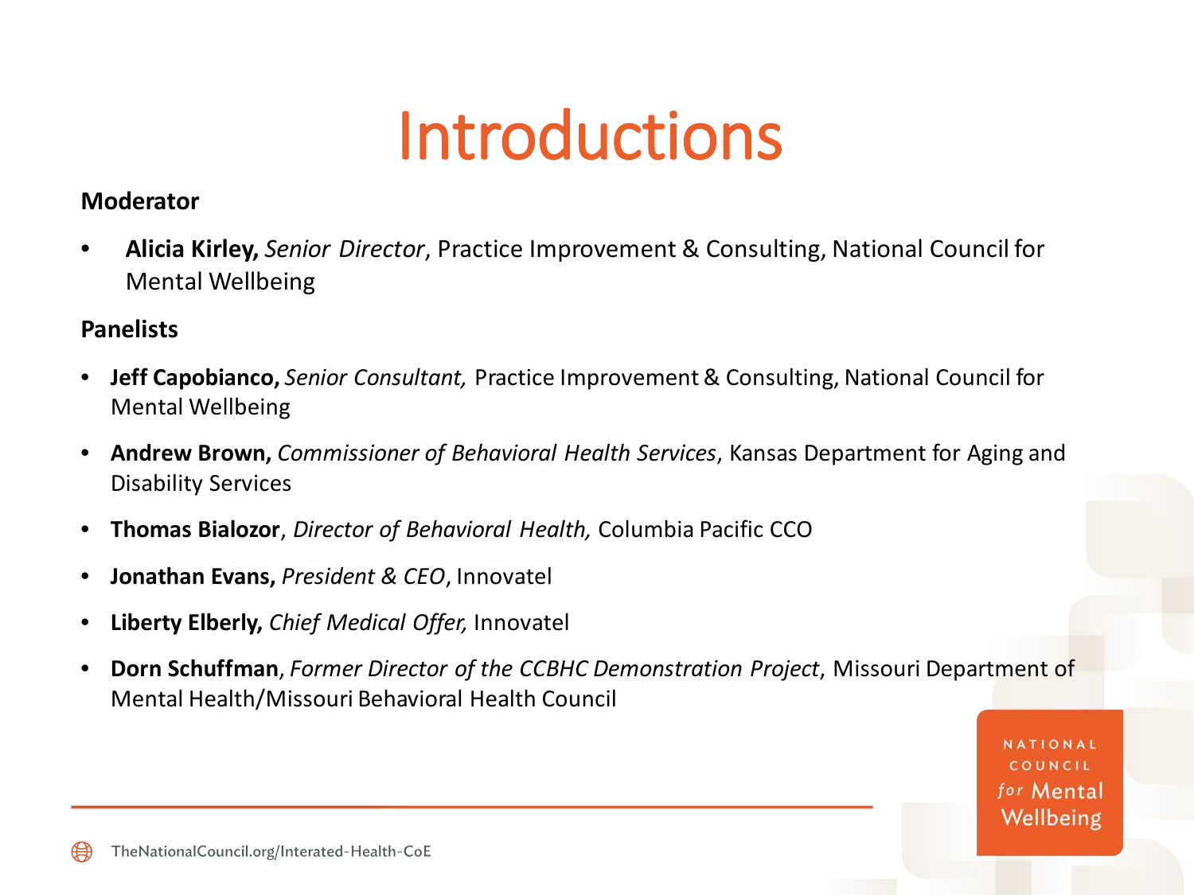# Introductions

**Moderator**

- **Alicia Kirley,** *Senior Director*, Practice Improvement & Consulting, National Council for Mental Wellbeing

**Panelists**

- **Jeff Capobianco,** *Senior Consultant,* Practice Improvement & Consulting, National Council for Mental Wellbeing
- **Andrew Brown,** *Commissioner of Behavioral Health Services*, Kansas Department for Aging and Disability Services
- **Thomas Bialozor**, *Director of Behavioral Health,* Columbia Pacific CCO
- **Jonathan Evans,** *President & CEO*, Innovatel
- **Liberty Elberly,** *Chief Medical Offer,* Innovatel
- **Dorn Schuffman**, *Former Director of the CCBHC Demonstration Project*, Missouri Department of Mental Health/Missouri Behavioral Health Council

NATIONAL COUNCIL *for* Mental Wellbeing

TheNationalCouncil.org/Interated-Health-CoE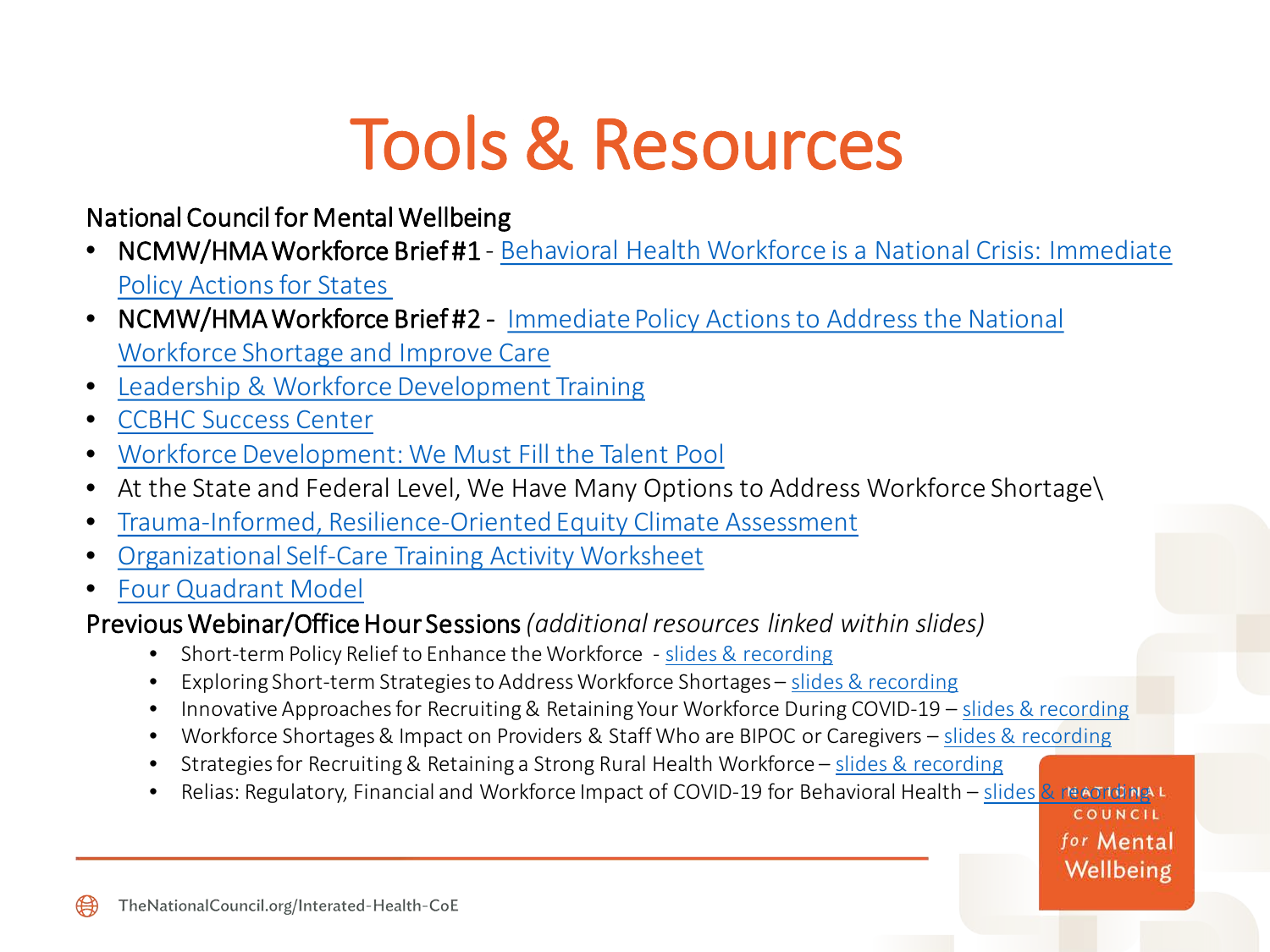# Tools & Resources

National Council for Mental Wellbeing

- NCMW/HMA Workforce Brief #1 - Behavioral Health Workforce is a National Crisis: Immediate Policy Actions for States
- NCMW/HMA Workforce Brief #2 - Immediate Policy Actions to Address the National Workforce Shortage and Improve Care
- Leadership & Workforce Development Training
- CCBHC Success Center
- Workforce Development: We Must Fill the Talent Pool
- At the State and Federal Level, We Have Many Options to Address Workforce Shortage\
- Trauma-Informed, Resilience-Oriented Equity Climate Assessment
- Organizational Self-Care Training Activity Worksheet
- Four Quadrant Model

Previous Webinar/Office Hour Sessions *(additional resources linked within slides)*

- Short-term Policy Relief to Enhance the Workforce - slides & recording
- Exploring Short-term Strategies to Address Workforce Shortages – slides & recording
- Innovative Approaches for Recruiting & Retaining Your Workforce During COVID-19 – slides & recording
- Workforce Shortages & Impact on Providers & Staff Who are BIPOC or Caregivers – slides & recording
- Strategies for Recruiting & Retaining a Strong Rural Health Workforce – slides & recording
- Relias: Regulatory, Financial and Workforce Impact of COVID-19 for Behavioral Health – slides & recording

TheNationalCouncil.org/Interated-Health-CoE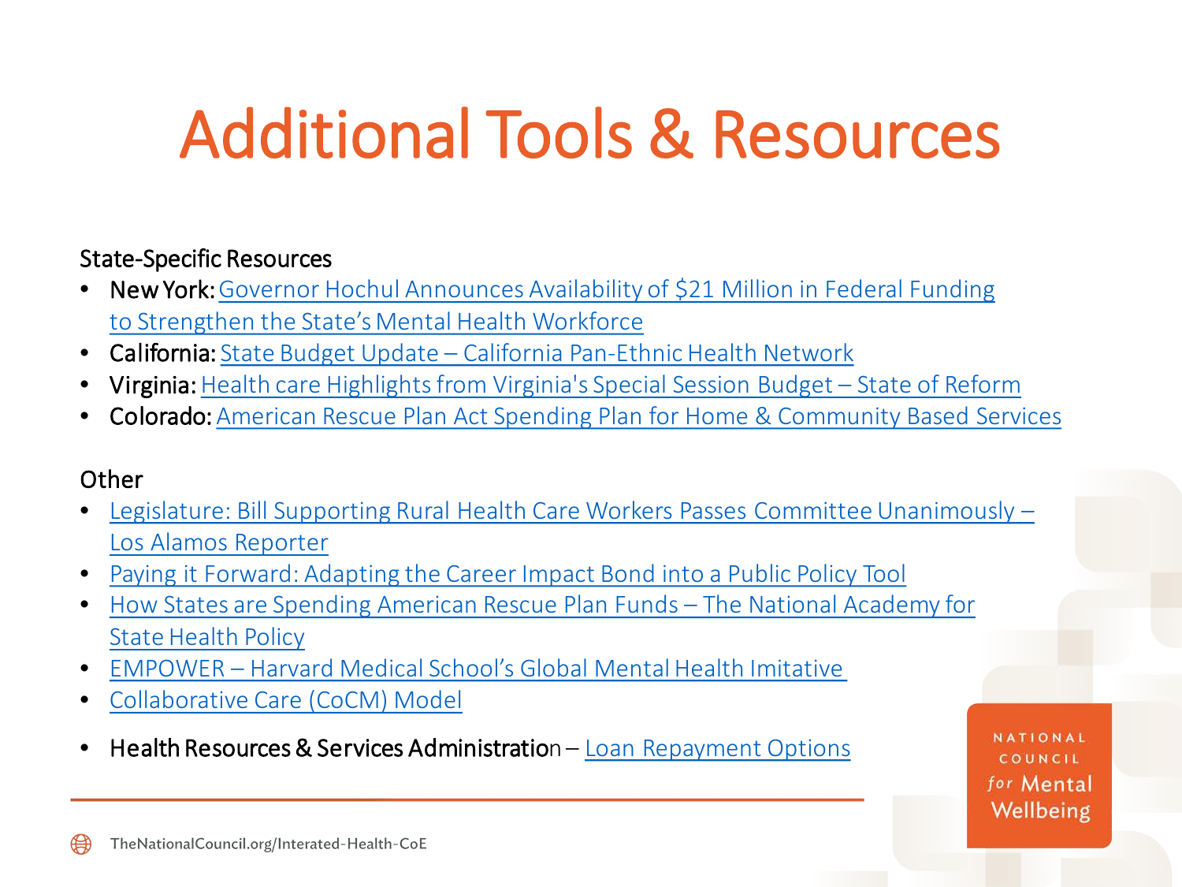# Additional Tools & Resources

State-Specific Resources

- New York: Governor Hochul Announces Availability of $21 Million in Federal Funding to Strengthen the State's Mental Health Workforce
- California: State Budget Update – California Pan-Ethnic Health Network
- Virginia: Health care Highlights from Virginia's Special Session Budget – State of Reform
- Colorado: American Rescue Plan Act Spending Plan for Home & Community Based Services

Other

- Legislature: Bill Supporting Rural Health Care Workers Passes Committee Unanimously – Los Alamos Reporter
- Paying it Forward: Adapting the Career Impact Bond into a Public Policy Tool
- How States are Spending American Rescue Plan Funds – The National Academy for State Health Policy
- EMPOWER – Harvard Medical School's Global Mental Health Imitative
- Collaborative Care (CoCM) Model
- Health Resources & Services Administration – Loan Repayment Options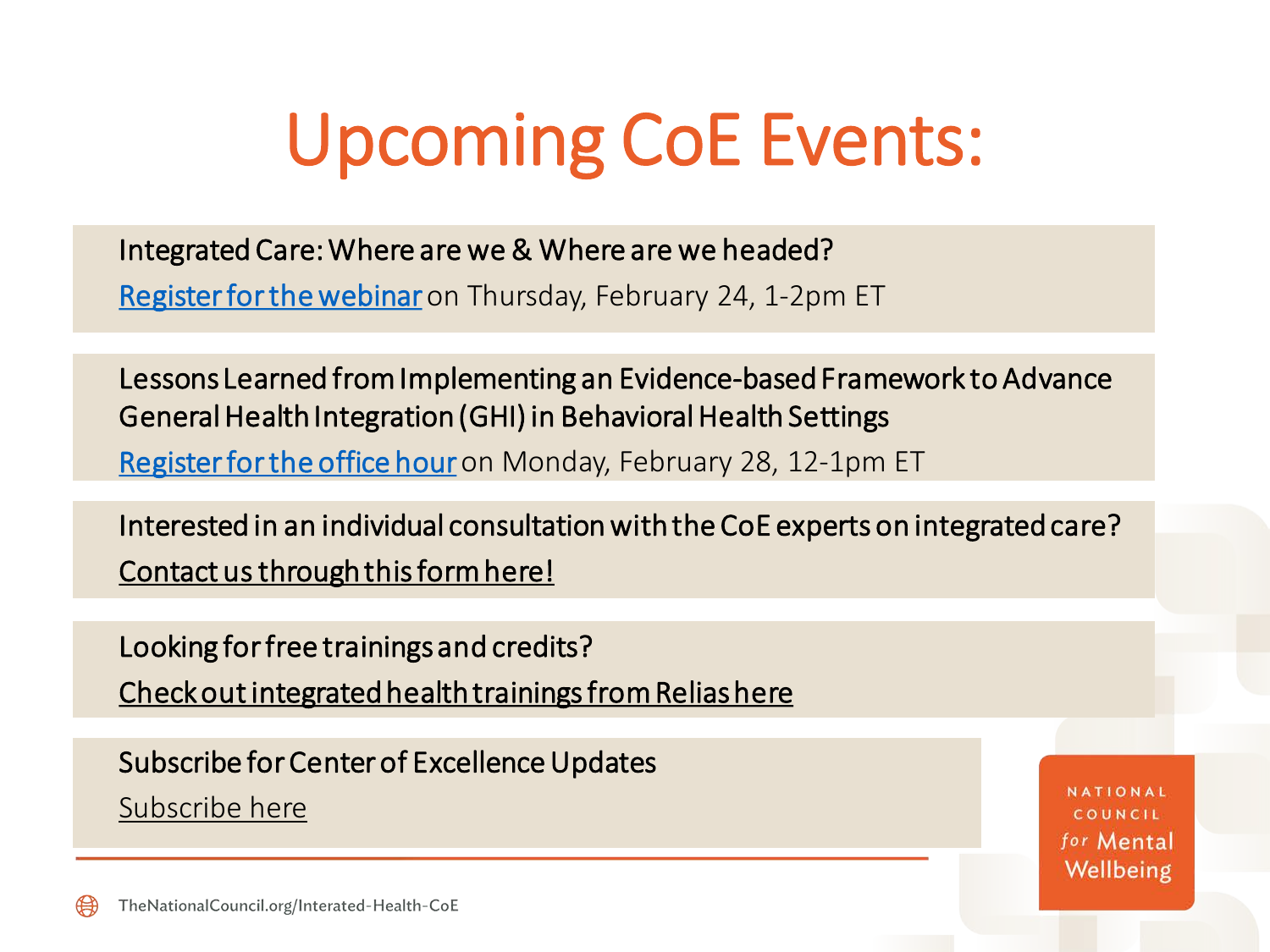# Upcoming CoE Events:

Integrated Care: Where are we & Where are we headed?

Register for the webinar on Thursday, February 24, 1-2pm ET

Lessons Learned from Implementing an Evidence-based Framework to Advance General Health Integration (GHI) in Behavioral Health Settings

Register for the office hour on Monday, February 28, 12-1pm ET

Interested in an individual consultation with the CoE experts on integrated care?

Contact us through this form here!

Looking for free trainings and credits?

Check out integrated health trainings from Relias here

Subscribe for Center of Excellence Updates

Subscribe here

TheNationalCouncil.org/Interated-Health-CoE

NATIONAL COUNCIL *for* Mental Wellbeing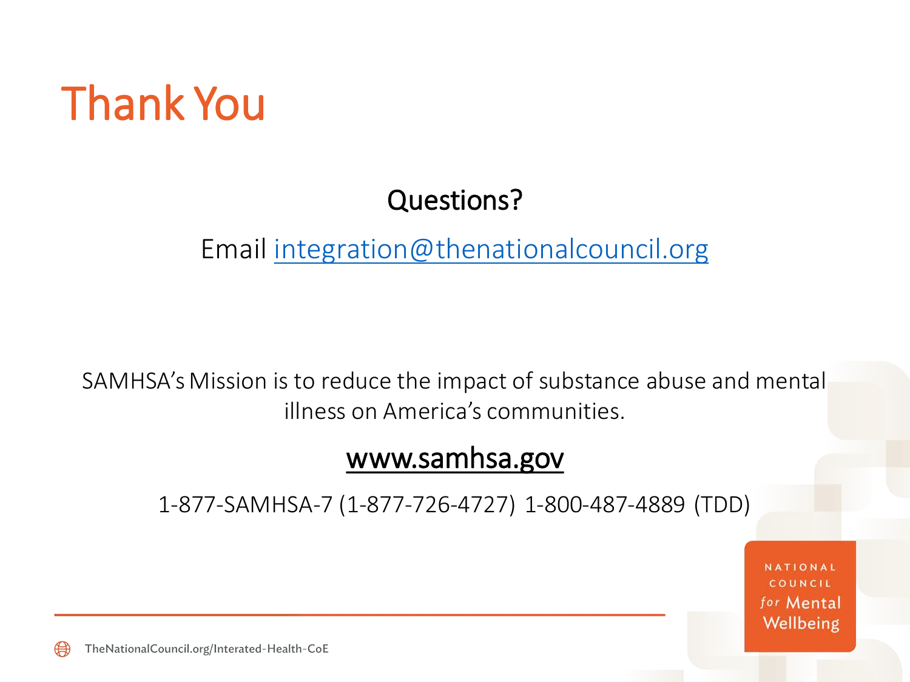# Thank You

Questions?

Email integration@thenationalcouncil.org

SAMHSA's Mission is to reduce the impact of substance abuse and mental illness on America's communities.

www.samhsa.gov

1-877-SAMHSA-7 (1-877-726-4727) 1-800-487-4889 (TDD)

NATIONAL COUNCIL for Mental Wellbeing

TheNationalCouncil.org/Interated-Health-CoE